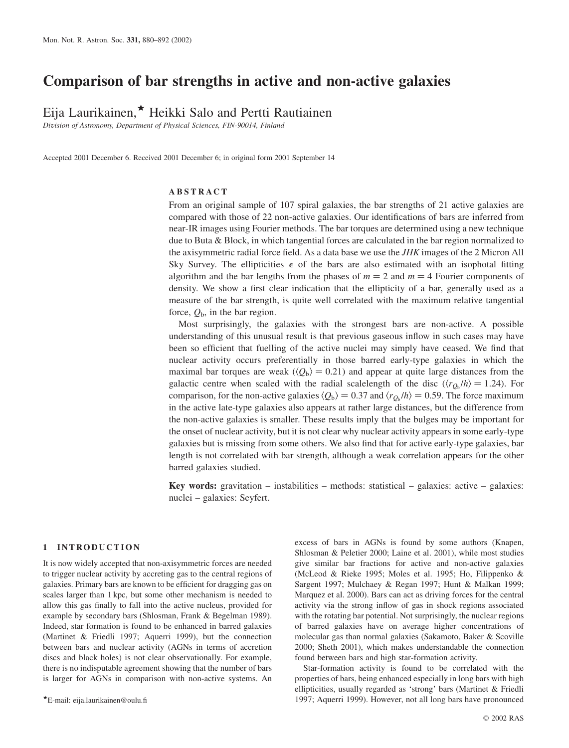# Comparison of bar strengths in active and non-active galaxies

Eija Laurikainen,* Heikki Salo and Pertti Rautiainen

*Division of Astronomy, Department of Physical Sciences, FIN-90014, Finland*

Accepted 2001 December 6. Received 2001 December 6; in original form 2001 September 14

## ABSTRACT

From an original sample of 107 spiral galaxies, the bar strengths of 21 active galaxies are compared with those of 22 non-active galaxies. Our identifications of bars are inferred from near-IR images using Fourier methods. The bar torques are determined using a new technique due to Buta & Block, in which tangential forces are calculated in the bar region normalized to the axisymmetric radial force field. As a data base we use the *JHK* images of the 2 Micron All Sky Survey. The ellipticities $\epsilon$ of the bars are also estimated with an isophotal fitting algorithm and the bar lengths from the phases of $m = 2$ and $m = 4$ Fourier components of density. We show a first clear indication that the ellipticity of a bar, generally used as a measure of the bar strength, is quite well correlated with the maximum relative tangential force, $Q_b$, in the bar region.

Most surprisingly, the galaxies with the strongest bars are non-active. A possible understanding of this unusual result is that previous gaseous inflow in such cases may have been so efficient that fuelling of the active nuclei may simply have ceased. We find that nuclear activity occurs preferentially in those barred early-type galaxies in which the maximal bar torques are weak ($\langle Q_b \rangle = 0.21$) and appear at quite large distances from the galactic centre when scaled with the radial scalelength of the disc ($\langle r_{Q_b}/h \rangle = 1.24$). For comparison, for the non-active galaxies $\langle Q_b \rangle = 0.37$ and $\langle r_{Q_b}/h \rangle = 0.59$. The force maximum in the active late-type galaxies also appears at rather large distances, but the difference from the non-active galaxies is smaller. These results imply that the bulges may be important for the onset of nuclear activity, but it is not clear why nuclear activity appears in some early-type galaxies but is missing from some others. We also find that for active early-type galaxies, bar length is not correlated with bar strength, although a weak correlation appears for the other barred galaxies studied.

**Key words:** gravitation – instabilities – methods: statistical – galaxies: active – galaxies: nuclei – galaxies: Seyfert.

## 1 INTRODUCTION

It is now widely accepted that non-axisymmetric forces are needed to trigger nuclear activity by accreting gas to the central regions of galaxies. Primary bars are known to be efficient for dragging gas on scales larger than 1 kpc, but some other mechanism is needed to allow this gas finally to fall into the active nucleus, provided for example by secondary bars (Shlosman, Frank & Begelman 1989). Indeed, star formation is found to be enhanced in barred galaxies (Martinet & Friedli 1997; Aquerri 1999), but the connection between bars and nuclear activity (AGNs in terms of accretion discs and black holes) is not clear observationally. For example, there is no indisputable agreement showing that the number of bars is larger for AGNs in comparison with non-active systems. An excess of bars in AGNs is found by some authors (Knapen, Shlosman & Peletier 2000; Laine et al. 2001), while most studies give similar bar fractions for active and non-active galaxies (McLeod & Rieke 1995; Moles et al. 1995; Ho, Filippenko & Sargent 1997; Mulchaey & Regan 1997; Hunt & Malkan 1999; Marquez et al. 2000). Bars can act as driving forces for the central activity via the strong inflow of gas in shock regions associated with the rotating bar potential. Not surprisingly, the nuclear regions of barred galaxies have on average higher concentrations of molecular gas than normal galaxies (Sakamoto, Baker & Scoville 2000; Sheth 2001), which makes understandable the connection found between bars and high star-formation activity.

Star-formation activity is found to be correlated with the properties of bars, being enhanced especially in long bars with high ellipticities, usually regarded as 'strong' bars (Martinet & Friedli 1997; Aquerri 1999). However, not all long bars have pronounced

*E-mail: eija.laurikainen@oulu.fi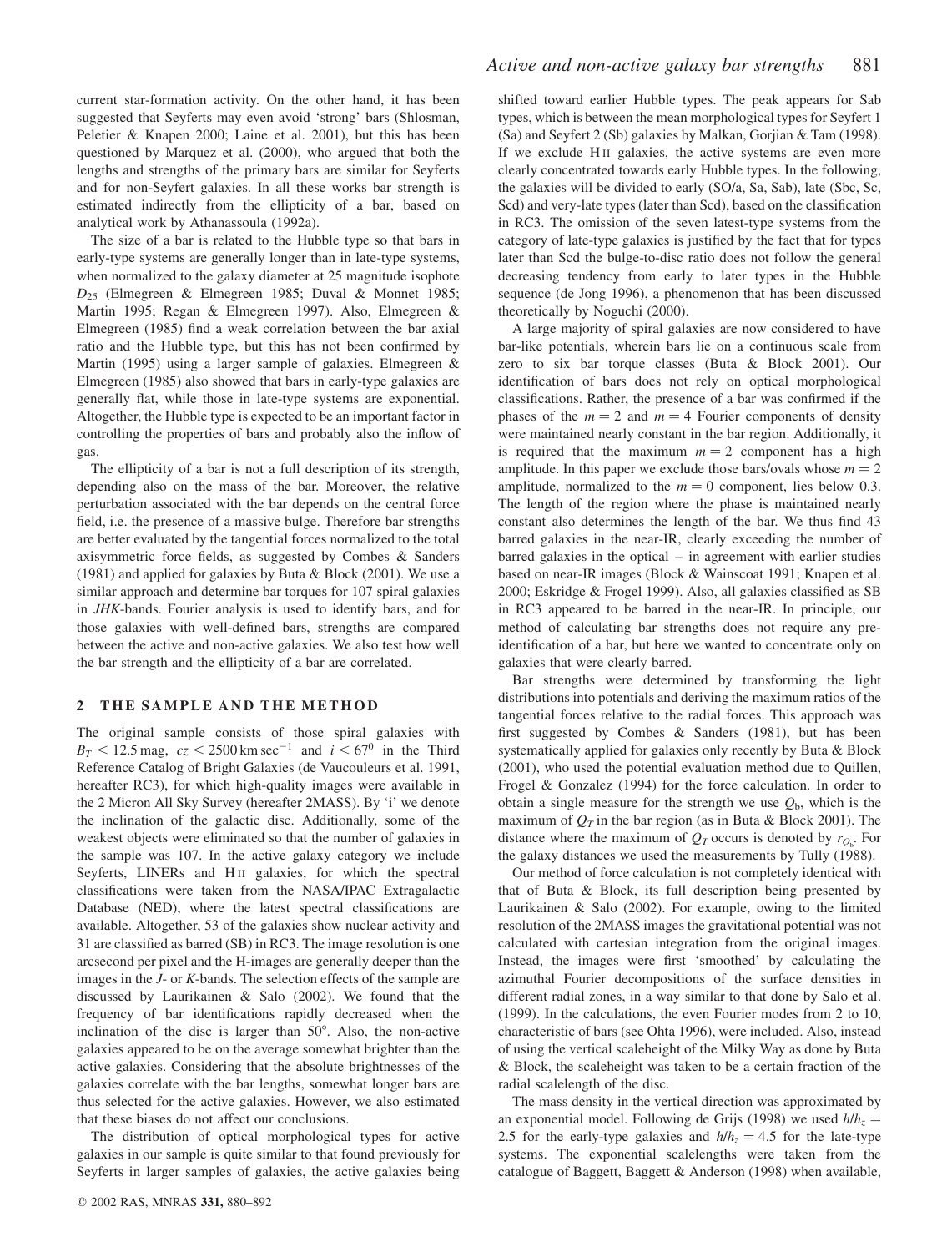current star-formation activity. On the other hand, it has been suggested that Seyferts may even avoid 'strong' bars (Shlosman, Peletier & Knapen 2000; Laine et al. 2001), but this has been questioned by Marquez et al. (2000), who argued that both the lengths and strengths of the primary bars are similar for Seyferts and for non-Seyfert galaxies. In all these works bar strength is estimated indirectly from the ellipticity of a bar, based on analytical work by Athanassoula (1992a).

The size of a bar is related to the Hubble type so that bars in early-type systems are generally longer than in late-type systems, when normalized to the galaxy diameter at 25 magnitude isophote $D_{25}$ (Elmegreen & Elmegreen 1985; Duval & Monnet 1985; Martin 1995; Regan & Elmegreen 1997). Also, Elmegreen & Elmegreen (1985) find a weak correlation between the bar axial ratio and the Hubble type, but this has not been confirmed by Martin (1995) using a larger sample of galaxies. Elmegreen & Elmegreen (1985) also showed that bars in early-type galaxies are generally flat, while those in late-type systems are exponential. Altogether, the Hubble type is expected to be an important factor in controlling the properties of bars and probably also the inflow of gas.

The ellipticity of a bar is not a full description of its strength, depending also on the mass of the bar. Moreover, the relative perturbation associated with the bar depends on the central force field, i.e. the presence of a massive bulge. Therefore bar strengths are better evaluated by the tangential forces normalized to the total axisymmetric force fields, as suggested by Combes & Sanders (1981) and applied for galaxies by Buta & Block (2001). We use a similar approach and determine bar torques for 107 spiral galaxies in *JHK*-bands. Fourier analysis is used to identify bars, and for those galaxies with well-defined bars, strengths are compared between the active and non-active galaxies. We also test how well the bar strength and the ellipticity of a bar are correlated.

## 2 THE SAMPLE AND THE METHOD

The original sample consists of those spiral galaxies with $B_T < 12.5$ mag, $cz < 2500\,\mathrm{km\,sec^{-1}}$ and $i < 67^0$ in the Third Reference Catalog of Bright Galaxies (de Vaucouleurs et al. 1991, hereafter RC3), for which high-quality images were available in the 2 Micron All Sky Survey (hereafter 2MASS). By 'i' we denote the inclination of the galactic disc. Additionally, some of the weakest objects were eliminated so that the number of galaxies in the sample was 107. In the active galaxy category we include Seyferts, LINERs and H II galaxies, for which the spectral classifications were taken from the NASA/IPAC Extragalactic Database (NED), where the latest spectral classifications are available. Altogether, 53 of the galaxies show nuclear activity and 31 are classified as barred (SB) in RC3. The image resolution is one arcsecond per pixel and the H-images are generally deeper than the images in the *J*- or *K*-bands. The selection effects of the sample are discussed by Laurikainen & Salo (2002). We found that the frequency of bar identifications rapidly decreased when the inclination of the disc is larger than 50°. Also, the non-active galaxies appeared to be on the average somewhat brighter than the active galaxies. Considering that the absolute brightnesses of the galaxies correlate with the bar lengths, somewhat longer bars are thus selected for the active galaxies. However, we also estimated that these biases do not affect our conclusions.

The distribution of optical morphological types for active galaxies in our sample is quite similar to that found previously for Seyferts in larger samples of galaxies, the active galaxies being shifted toward earlier Hubble types. The peak appears for Sab types, which is between the mean morphological types for Seyfert 1 (Sa) and Seyfert 2 (Sb) galaxies by Malkan, Gorjian & Tam (1998). If we exclude H II galaxies, the active systems are even more clearly concentrated towards early Hubble types. In the following, the galaxies will be divided to early (S0/a, Sa, Sab), late (Sbc, Sc, Scd) and very-late types (later than Scd), based on the classification in RC3. The omission of the seven latest-type systems from the category of late-type galaxies is justified by the fact that for types later than Scd the bulge-to-disc ratio does not follow the general decreasing tendency from early to later types in the Hubble sequence (de Jong 1996), a phenomenon that has been discussed theoretically by Noguchi (2000).

A large majority of spiral galaxies are now considered to have bar-like potentials, wherein bars lie on a continuous scale from zero to six bar torque classes (Buta & Block 2001). Our identification of bars does not rely on optical morphological classifications. Rather, the presence of a bar was confirmed if the phases of the $m = 2$ and $m = 4$ Fourier components of density were maintained nearly constant in the bar region. Additionally, it is required that the maximum $m = 2$ component has a high amplitude. In this paper we exclude those bars/ovals whose $m = 2$ amplitude, normalized to the $m = 0$ component, lies below 0.3. The length of the region where the phase is maintained nearly constant also determines the length of the bar. We thus find 43 barred galaxies in the near-IR, clearly exceeding the number of barred galaxies in the optical – in agreement with earlier studies based on near-IR images (Block & Wainscoat 1991; Knapen et al. 2000; Eskridge & Frogel 1999). Also, all galaxies classified as SB in RC3 appeared to be barred in the near-IR. In principle, our method of calculating bar strengths does not require any pre-identification of a bar, but here we wanted to concentrate only on galaxies that were clearly barred.

Bar strengths were determined by transforming the light distributions into potentials and deriving the maximum ratios of the tangential forces relative to the radial forces. This approach was first suggested by Combes & Sanders (1981), but has been systematically applied for galaxies only recently by Buta & Block (2001), who used the potential evaluation method due to Quillen, Frogel & Gonzalez (1994) for the force calculation. In order to obtain a single measure for the strength we use $Q_b$, which is the maximum of $Q_T$ in the bar region (as in Buta & Block 2001). The distance where the maximum of $Q_T$ occurs is denoted by $r_{Q_b}$. For the galaxy distances we used the measurements by Tully (1988).

Our method of force calculation is not completely identical with that of Buta & Block, its full description being presented by Laurikainen & Salo (2002). For example, owing to the limited resolution of the 2MASS images the gravitational potential was not calculated with cartesian integration from the original images. Instead, the images were first 'smoothed' by calculating the azimuthal Fourier decompositions of the surface densities in different radial zones, in a way similar to that done by Salo et al. (1999). In the calculations, the even Fourier modes from 2 to 10, characteristic of bars (see Ohta 1996), were included. Also, instead of using the vertical scaleheight of the Milky Way as done by Buta & Block, the scaleheight was taken to be a certain fraction of the radial scalelength of the disc.

The mass density in the vertical direction was approximated by an exponential model. Following de Grijs (1998) we used $h/h_z = 2.5$ for the early-type galaxies and $h/h_z = 4.5$ for the late-type systems. The exponential scalelengths were taken from the catalogue of Baggett, Baggett & Anderson (1998) when available,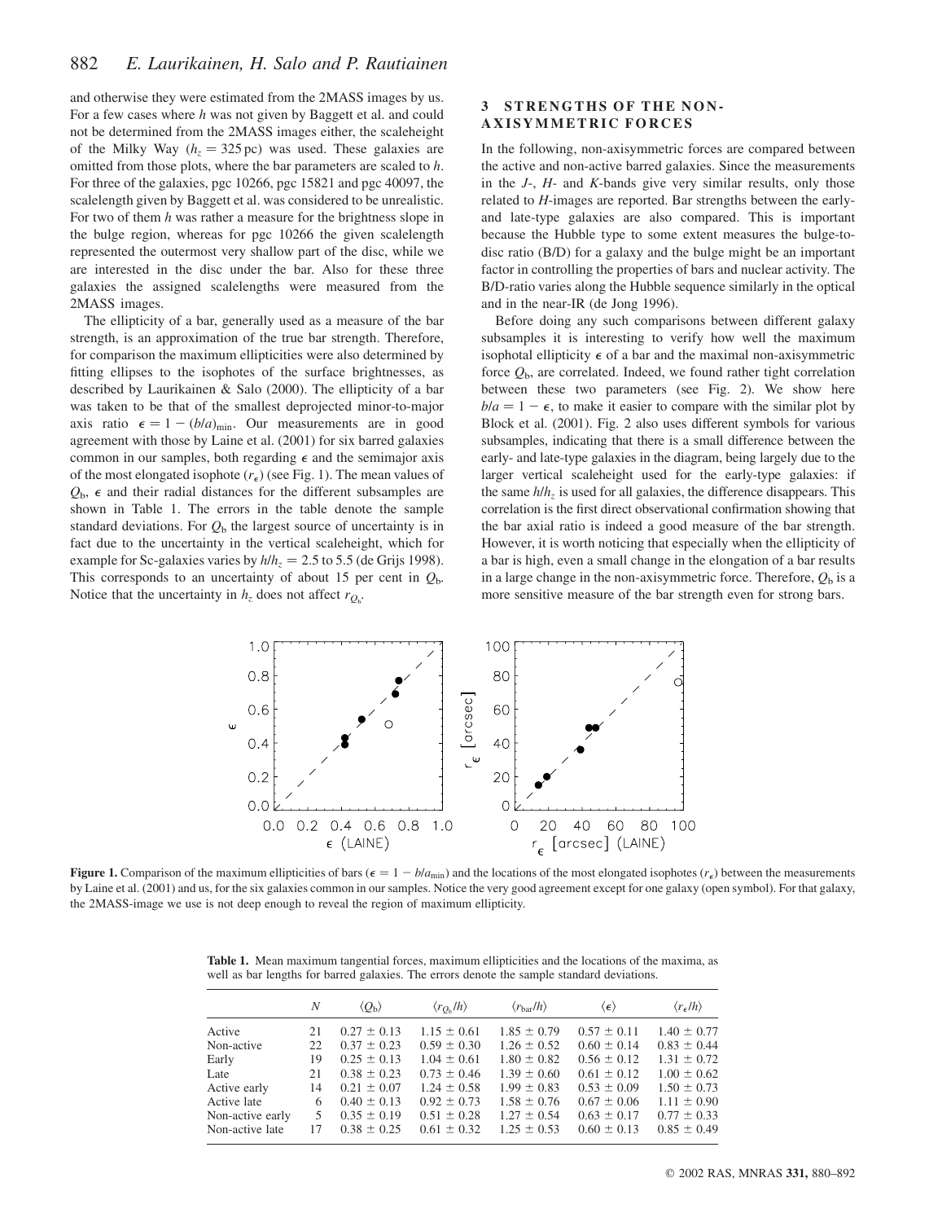and otherwise they were estimated from the 2MASS images by us. For a few cases where $h$ was not given by Baggett et al. and could not be determined from the 2MASS images either, the scaleheight of the Milky Way ($h_z = 325$ pc) was used. These galaxies are omitted from those plots, where the bar parameters are scaled to $h$. For three of the galaxies, pgc 10266, pgc 15821 and pgc 40097, the scalelength given by Baggett et al. was considered to be unrealistic. For two of them $h$ was rather a measure for the brightness slope in the bulge region, whereas for pgc 10266 the given scalelength represented the outermost very shallow part of the disc, while we are interested in the disc under the bar. Also for these three galaxies the assigned scalelengths were measured from the 2MASS images.

The ellipticity of a bar, generally used as a measure of the bar strength, is an approximation of the true bar strength. Therefore, for comparison the maximum ellipticities were also determined by fitting ellipses to the isophotes of the surface brightnesses, as described by Laurikainen & Salo (2000). The ellipticity of a bar was taken to be that of the smallest deprojected minor-to-major axis ratio $\epsilon = 1 - (b/a)_{\min}$. Our measurements are in good agreement with those by Laine et al. (2001) for six barred galaxies common in our samples, both regarding $\epsilon$ and the semimajor axis of the most elongated isophote ($r_\epsilon$) (see Fig. 1). The mean values of $Q_b$, $\epsilon$ and their radial distances for the different subsamples are shown in Table 1. The errors in the table denote the sample standard deviations. For $Q_b$ the largest source of uncertainty is in fact due to the uncertainty in the vertical scaleheight, which for example for Sc-galaxies varies by $h/h_z = 2.5$ to 5.5 (de Grijs 1998). This corresponds to an uncertainty of about 15 per cent in $Q_b$. Notice that the uncertainty in $h_z$ does not affect $r_{Q_b}$.

## 3 STRENGTHS OF THE NON-AXISYMMETRIC FORCES

In the following, non-axisymmetric forces are compared between the active and non-active barred galaxies. Since the measurements in the $J$-, $H$- and $K$-bands give very similar results, only those related to $H$-images are reported. Bar strengths between the early- and late-type galaxies are also compared. This is important because the Hubble type to some extent measures the bulge-to-disc ratio (B/D) for a galaxy and the bulge might be an important factor in controlling the properties of bars and nuclear activity. The B/D-ratio varies along the Hubble sequence similarly in the optical and in the near-IR (de Jong 1996).

Before doing any such comparisons between different galaxy subsamples it is interesting to verify how well the maximum isophotal ellipticity $\epsilon$ of a bar and the maximal non-axisymmetric force $Q_b$, are correlated. Indeed, we found rather tight correlation between these two parameters (see Fig. 2). We show here $b/a = 1 - \epsilon$, to make it easier to compare with the similar plot by Block et al. (2001). Fig. 2 also uses different symbols for various subsamples, indicating that there is a small difference between the early- and late-type galaxies in the diagram, being largely due to the larger vertical scaleheight used for the early-type galaxies: if the same $h/h_z$ is used for all galaxies, the difference disappears. This correlation is the first direct observational confirmation showing that the bar axial ratio is indeed a good measure of the bar strength. However, it is worth noticing that especially when the ellipticity of a bar is high, even a small change in the elongation of a bar results in a large change in the non-axisymmetric force. Therefore, $Q_b$ is a more sensitive measure of the bar strength even for strong bars.

**Figure 1.** Comparison of the maximum ellipticities of bars ($\epsilon = 1 - b/a_{\min}$) and the locations of the most elongated isophotes ($r_\epsilon$) between the measurements by Laine et al. (2001) and us, for the six galaxies common in our samples. Notice the very good agreement except for one galaxy (open symbol). For that galaxy, the 2MASS-image we use is not deep enough to reveal the region of maximum ellipticity.

**Table 1.** Mean maximum tangential forces, maximum ellipticities and the locations of the maxima, as well as bar lengths for barred galaxies. The errors denote the sample standard deviations.

| | $N$ | $\langle Q_b \rangle$ | $\langle r_{Q_b}/h \rangle$ | $\langle r_{\rm bar}/h \rangle$ | $\langle \epsilon \rangle$ | $\langle r_\epsilon/h \rangle$ |
|---|---|---|---|---|---|---|
| Active | 21 | $0.27 \pm 0.13$ | $1.15 \pm 0.61$ | $1.85 \pm 0.79$ | $0.57 \pm 0.11$ | $1.40 \pm 0.77$ |
| Non-active | 22 | $0.37 \pm 0.23$ | $0.59 \pm 0.30$ | $1.26 \pm 0.52$ | $0.60 \pm 0.14$ | $0.83 \pm 0.44$ |
| Early | 19 | $0.25 \pm 0.13$ | $1.04 \pm 0.61$ | $1.80 \pm 0.82$ | $0.56 \pm 0.12$ | $1.31 \pm 0.72$ |
| Late | 21 | $0.38 \pm 0.23$ | $0.73 \pm 0.46$ | $1.39 \pm 0.60$ | $0.61 \pm 0.12$ | $1.00 \pm 0.62$ |
| Active early | 14 | $0.21 \pm 0.07$ | $1.24 \pm 0.58$ | $1.99 \pm 0.83$ | $0.53 \pm 0.09$ | $1.50 \pm 0.73$ |
| Active late | 6 | $0.40 \pm 0.13$ | $0.92 \pm 0.73$ | $1.58 \pm 0.76$ | $0.67 \pm 0.06$ | $1.11 \pm 0.90$ |
| Non-active early | 5 | $0.35 \pm 0.19$ | $0.51 \pm 0.28$ | $1.27 \pm 0.54$ | $0.63 \pm 0.17$ | $0.77 \pm 0.33$ |
| Non-active late | 17 | $0.38 \pm 0.25$ | $0.61 \pm 0.32$ | $1.25 \pm 0.53$ | $0.60 \pm 0.13$ | $0.85 \pm 0.49$ |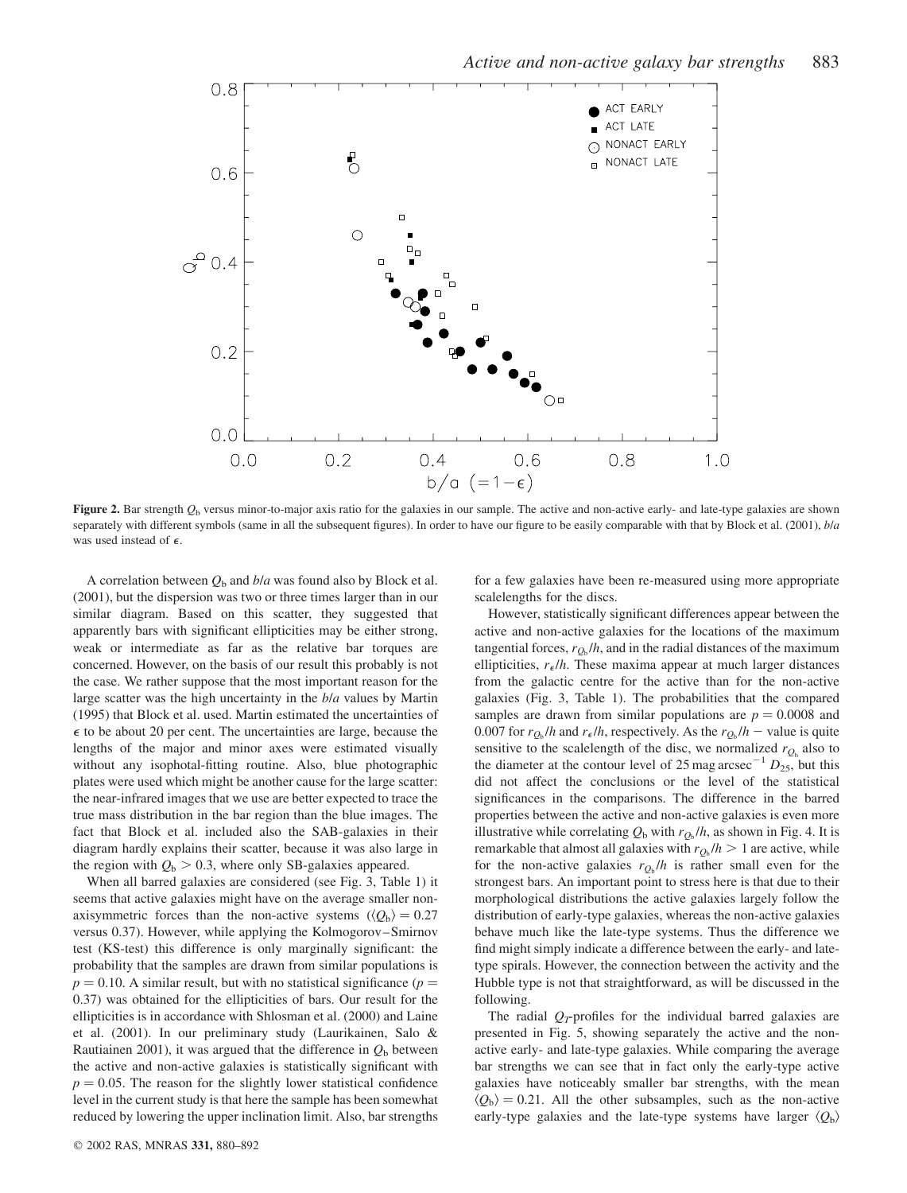**Figure 2.** Bar strength $Q_b$ versus minor-to-major axis ratio for the galaxies in our sample. The active and non-active early- and late-type galaxies are shown separately with different symbols (same in all the subsequent figures). In order to have our figure to be easily comparable with that by Block et al. (2001), $b/a$ was used instead of $\epsilon$.

A correlation between $Q_b$ and $b/a$ was found also by Block et al. (2001), but the dispersion was two or three times larger than in our similar diagram. Based on this scatter, they suggested that apparently bars with significant ellipticities may be either strong, weak or intermediate as far as the relative bar torques are concerned. However, on the basis of our result this probably is not the case. We rather suppose that the most important reason for the large scatter was the high uncertainty in the $b/a$ values by Martin (1995) that Block et al. used. Martin estimated the uncertainties of $\epsilon$ to be about 20 per cent. The uncertainties are large, because the lengths of the major and minor axes were estimated visually without any isophotal-fitting routine. Also, blue photographic plates were used which might be another cause for the large scatter: the near-infrared images that we use are better expected to trace the true mass distribution in the bar region than the blue images. The fact that Block et al. included also the SAB-galaxies in their diagram hardly explains their scatter, because it was also large in the region with $Q_b > 0.3$, where only SB-galaxies appeared.

When all barred galaxies are considered (see Fig. 3, Table 1) it seems that active galaxies might have on the average smaller non-axisymmetric forces than the non-active systems ($\langle Q_b \rangle = 0.27$ versus 0.37). However, while applying the Kolmogorov–Smirnov test (KS-test) this difference is only marginally significant: the probability that the samples are drawn from similar populations is $p = 0.10$. A similar result, but with no statistical significance ($p = 0.37$) was obtained for the ellipticities of bars. Our result for the ellipticities is in accordance with Shlosman et al. (2000) and Laine et al. (2001). In our preliminary study (Laurikainen, Salo & Rautiainen 2001), it was argued that the difference in $Q_b$ between the active and non-active galaxies is statistically significant with $p = 0.05$. The reason for the slightly lower statistical confidence level in the current study is that here the sample has been somewhat reduced by lowering the upper inclination limit. Also, bar strengths for a few galaxies have been re-measured using more appropriate scalelengths for the discs.

However, statistically significant differences appear between the active and non-active galaxies for the locations of the maximum tangential forces, $r_{Q_b}/h$, and in the radial distances of the maximum ellipticities, $r_\epsilon/h$. These maxima appear at much larger distances from the galactic centre for the active than for the non-active galaxies (Fig. 3, Table 1). The probabilities that the compared samples are drawn from similar populations are $p = 0.0008$ and 0.007 for $r_{Q_b}/h$ and $r_\epsilon/h$, respectively. As the $r_{Q_b}/h$ − value is quite sensitive to the scalelength of the disc, we normalized $r_{Q_b}$ also to the diameter at the contour level of 25 mag arcsec$^{-1}$ $D_{25}$, but this did not affect the conclusions or the level of the statistical significances in the comparisons. The difference in the barred properties between the active and non-active galaxies is even more illustrative while correlating $Q_b$ with $r_{Q_b}/h$, as shown in Fig. 4. It is remarkable that almost all galaxies with $r_{Q_b}/h > 1$ are active, while for the non-active galaxies $r_{Q_b}/h$ is rather small even for the strongest bars. An important point to stress here is that due to their morphological distributions the active galaxies largely follow the distribution of early-type galaxies, whereas the non-active galaxies behave much like the late-type systems. Thus the difference we find might simply indicate a difference between the early- and late-type spirals. However, the connection between the activity and the Hubble type is not that straightforward, as will be discussed in the following.

The radial $Q_T$-profiles for the individual barred galaxies are presented in Fig. 5, showing separately the active and the non-active early- and late-type galaxies. While comparing the average bar strengths we can see that in fact only the early-type active galaxies have noticeably smaller bar strengths, with the mean $\langle Q_b \rangle = 0.21$. All the other subsamples, such as the non-active early-type galaxies and the late-type systems have larger $\langle Q_b \rangle$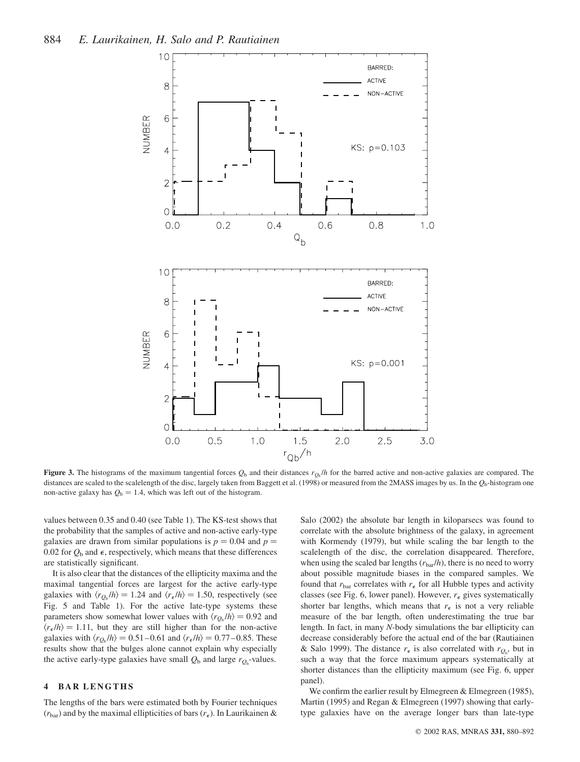**Figure 3.** The histograms of the maximum tangential forces $Q_b$ and their distances $r_{Q_b}/h$ for the barred active and non-active galaxies are compared. The distances are scaled to the scalelength of the disc, largely taken from Baggett et al. (1998) or measured from the 2MASS images by us. In the $Q_b$-histogram one non-active galaxy has $Q_b = 1.4$, which was left out of the histogram.

values between 0.35 and 0.40 (see Table 1). The KS-test shows that the probability that the samples of active and non-active early-type galaxies are drawn from similar populations is $p = 0.04$ and $p = 0.02$ for $Q_b$ and $\epsilon$, respectively, which means that these differences are statistically significant.

It is also clear that the distances of the ellipticity maxima and the maximal tangential forces are largest for the active early-type galaxies with $\langle r_{Q_b}/h \rangle = 1.24$ and $\langle r_\epsilon/h \rangle = 1.50$, respectively (see Fig. 5 and Table 1). For the active late-type systems these parameters show somewhat lower values with $\langle r_{Q_b}/h \rangle = 0.92$ and $\langle r_\epsilon/h \rangle = 1.11$, but they are still higher than for the non-active galaxies with $\langle r_{Q_b}/h \rangle = 0.51$–$0.61$ and $\langle r_\epsilon/h \rangle = 0.77$–$0.85$. These results show that the bulges alone cannot explain why especially the active early-type galaxies have small $Q_b$ and large $r_{Q_b}$-values.

## 4 BAR LENGTHS

The lengths of the bars were estimated both by Fourier techniques ($r_{\mathrm{bar}}$) and by the maximal ellipticities of bars ($r_\epsilon$). In Laurikainen & Salo (2002) the absolute bar length in kiloparsecs was found to correlate with the absolute brightness of the galaxy, in agreement with Kormendy (1979), but while scaling the bar length to the scalelength of the disc, the correlation disappeared. Therefore, when using the scaled bar lengths ($r_{\mathrm{bar}}/h$), there is no need to worry about possible magnitude biases in the compared samples. We found that $r_{\mathrm{bar}}$ correlates with $r_\epsilon$ for all Hubble types and activity classes (see Fig. 6, lower panel). However, $r_\epsilon$ gives systematically shorter bar lengths, which means that $r_\epsilon$ is not a very reliable measure of the bar length, often underestimating the true bar length. In fact, in many *N*-body simulations the bar ellipticity can decrease considerably before the actual end of the bar (Rautiainen & Salo 1999). The distance $r_\epsilon$ is also correlated with $r_{Q_b}$, but in such a way that the force maximum appears systematically at shorter distances than the ellipticity maximum (see Fig. 6, upper panel).

We confirm the earlier result by Elmegreen & Elmegreen (1985), Martin (1995) and Regan & Elmegreen (1997) showing that early-type galaxies have on the average longer bars than late-type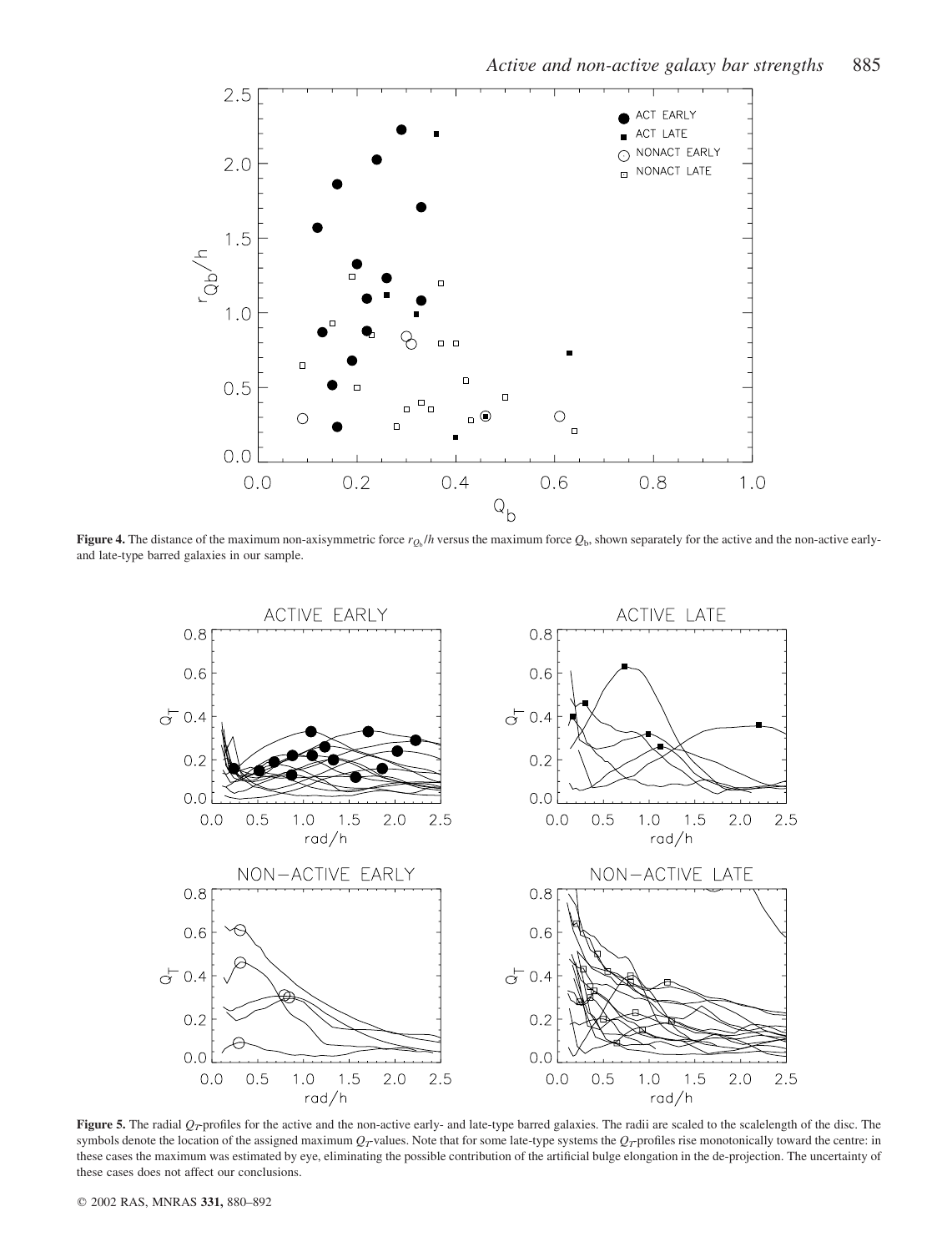**Figure 4.** The distance of the maximum non-axisymmetric force $r_{Q_b}/h$ versus the maximum force $Q_b$, shown separately for the active and the non-active early- and late-type barred galaxies in our sample.

**Figure 5.** The radial $Q_T$-profiles for the active and the non-active early- and late-type barred galaxies. The radii are scaled to the scalelength of the disc. The symbols denote the location of the assigned maximum $Q_T$-values. Note that for some late-type systems the $Q_T$-profiles rise monotonically toward the centre: in these cases the maximum was estimated by eye, eliminating the possible contribution of the artificial bulge elongation in the de-projection. The uncertainty of these cases does not affect our conclusions.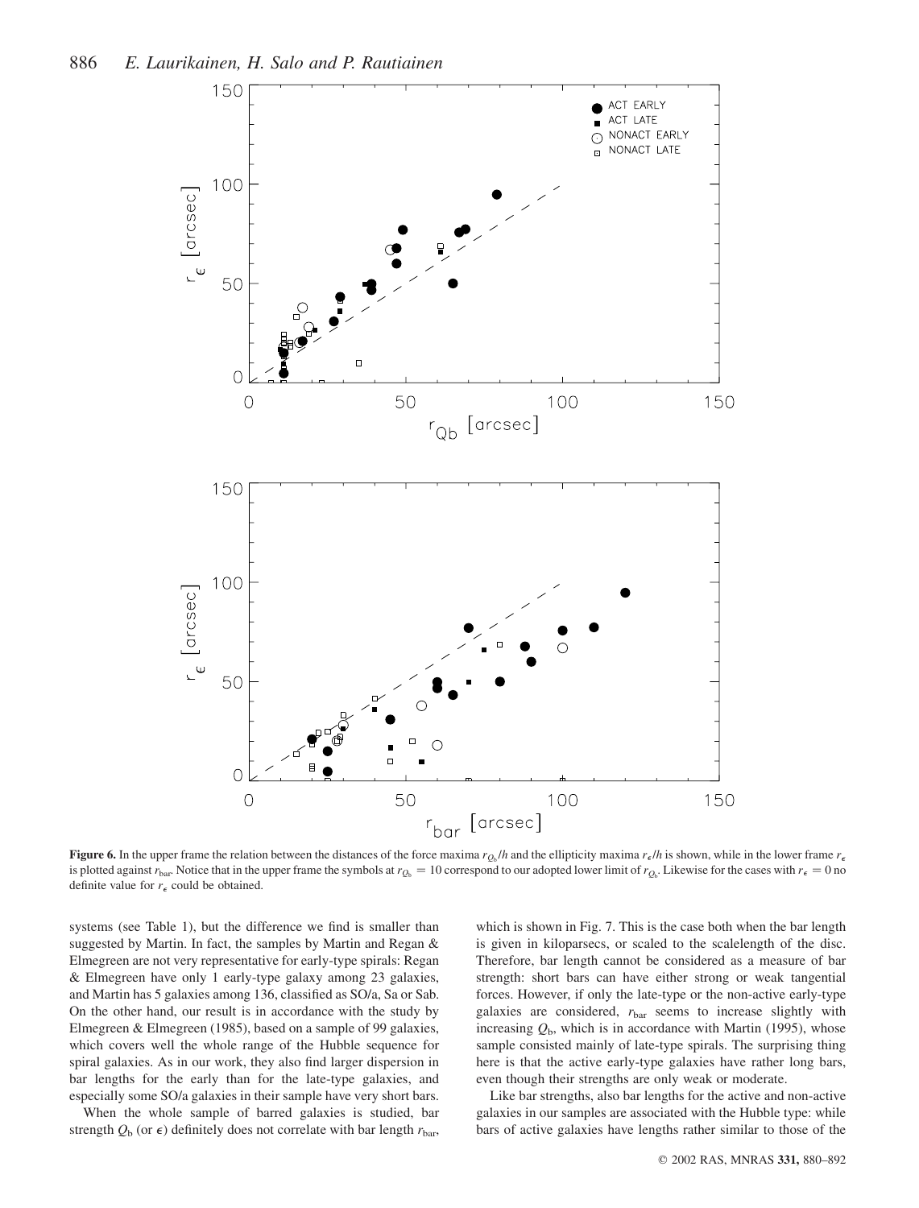**Figure 6.** In the upper frame the relation between the distances of the force maxima $r_{Q_b}/h$ and the ellipticity maxima $r_\epsilon/h$ is shown, while in the lower frame $r_\epsilon$ is plotted against $r_{bar}$. Notice that in the upper frame the symbols at $r_{Q_b} = 10$ correspond to our adopted lower limit of $r_{Q_b}$. Likewise for the cases with $r_\epsilon = 0$ no definite value for $r_\epsilon$ could be obtained.

systems (see Table 1), but the difference we find is smaller than suggested by Martin. In fact, the samples by Martin and Regan & Elmegreen are not very representative for early-type spirals: Regan & Elmegreen have only 1 early-type galaxy among 23 galaxies, and Martin has 5 galaxies among 136, classified as S0/a, Sa or Sab. On the other hand, our result is in accordance with the study by Elmegreen & Elmegreen (1985), based on a sample of 99 galaxies, which covers well the whole range of the Hubble sequence for spiral galaxies. As in our work, they also find larger dispersion in bar lengths for the early than for the late-type galaxies, and especially some S0/a galaxies in their sample have very short bars.

When the whole sample of barred galaxies is studied, bar strength $Q_b$ (or $\epsilon$) definitely does not correlate with bar length $r_{bar}$, which is shown in Fig. 7. This is the case both when the bar length is given in kiloparsecs, or scaled to the scalelength of the disc. Therefore, bar length cannot be considered as a measure of bar strength: short bars can have either strong or weak tangential forces. However, if only the late-type or the non-active early-type galaxies are considered, $r_{bar}$ seems to increase slightly with increasing $Q_b$, which is in accordance with Martin (1995), whose sample consisted mainly of late-type spirals. The surprising thing here is that the active early-type galaxies have rather long bars, even though their strengths are only weak or moderate.

Like bar strengths, also bar lengths for the active and non-active galaxies in our samples are associated with the Hubble type: while bars of active galaxies have lengths rather similar to those of the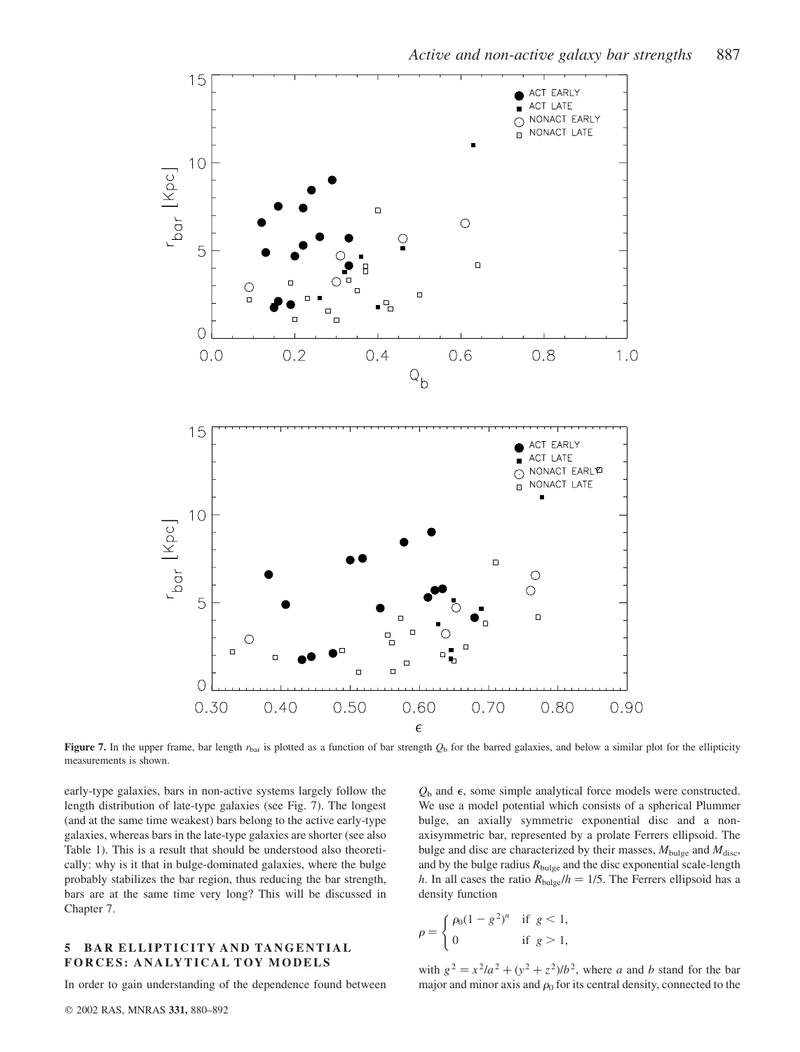**Figure 7.** In the upper frame, bar length $r_{bar}$ is plotted as a function of bar strength $Q_b$ for the barred galaxies, and below a similar plot for the ellipticity measurements is shown.

early-type galaxies, bars in non-active systems largely follow the length distribution of late-type galaxies (see Fig. 7). The longest (and at the same time weakest) bars belong to the active early-type galaxies, whereas bars in the late-type galaxies are shorter (see also Table 1). This is a result that should be understood also theoretically: why is it that in bulge-dominated galaxies, where the bulge probably stabilizes the bar region, thus reducing the bar strength, bars are at the same time very long? This will be discussed in Chapter 7.

## 5 BAR ELLIPTICITY AND TANGENTIAL FORCES: ANALYTICAL TOY MODELS

In order to gain understanding of the dependence found between $Q_b$ and $\epsilon$, some simple analytical force models were constructed. We use a model potential which consists of a spherical Plummer bulge, an axially symmetric exponential disc and a non-axisymmetric bar, represented by a prolate Ferrers ellipsoid. The bulge and disc are characterized by their masses, $M_{bulge}$ and $M_{disc}$, and by the bulge radius $R_{bulge}$ and the disc exponential scale-length $h$. In all cases the ratio $R_{bulge}/h = 1/5$. The Ferrers ellipsoid has a density function

$$\rho = \begin{cases} \rho_0(1-g^2)^n & \text{if } g < 1, \\ 0 & \text{if } g > 1, \end{cases}$$

with $g^2 = x^2/a^2 + (y^2 + z^2)/b^2$, where $a$ and $b$ stand for the bar major and minor axis and $\rho_0$ for its central density, connected to the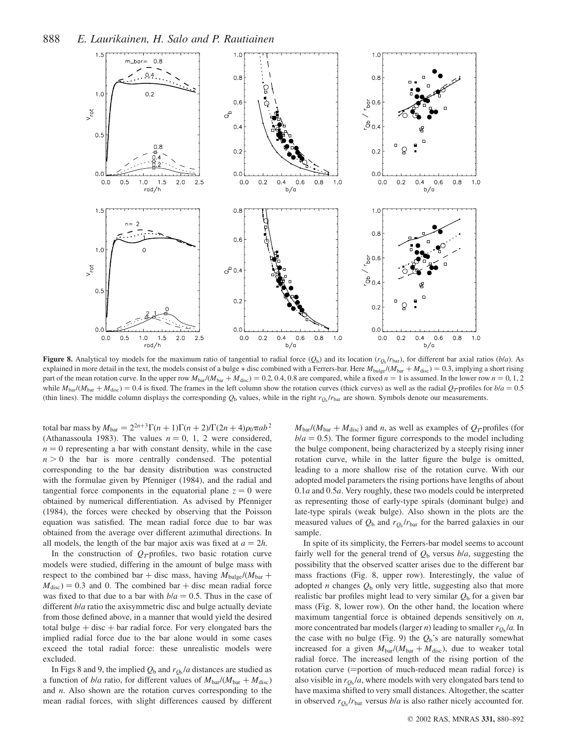**Figure 8.** Analytical toy models for the maximum ratio of tangential to radial force ($Q_b$) and its location ($r_{Q_b}/r_{bar}$), for different bar axial ratios ($b/a$). As explained in more detail in the text, the models consist of a bulge + disc combined with a Ferrers-bar. Here $M_{bulge}/(M_{bar}+M_{disc}) = 0.3$, implying a short rising part of the mean rotation curve. In the upper row $M_{bar}/(M_{bar}+M_{disc}) = 0.2, 0.4, 0.8$ are compared, while a fixed $n = 1$ is assumed. In the lower row $n = 0, 1, 2$ while $M_{bar}/(M_{bar}+M_{disc}) = 0.4$ is fixed. The frames in the left column show the rotation curves (thick curves) as well as the radial $Q_T$-profiles for $b/a = 0.5$ (thin lines). The middle column displays the corresponding $Q_b$ values, while in the right $r_{Q_b}/r_{bar}$ are shown. Symbols denote our measurements.

total bar mass by $M_{bar} = 2^{2n+3}\Gamma(n+1)\Gamma(n+2)/\Gamma(2n+4)\rho_0\pi ab^2$ (Athanassoula 1983). The values $n = 0, 1, 2$ were considered, $n = 0$ representing a bar with constant density, while in the case $n > 0$ the bar is more centrally condensed. The potential corresponding to the bar density distribution was constructed with the formulae given by Pfenniger (1984), and the radial and tangential force components in the equatorial plane $z = 0$ were obtained by numerical differentiation. As advised by Pfenniger (1984), the forces were checked by observing that the Poisson equation was satisfied. The mean radial force due to bar was obtained from the average over different azimuthal directions. In all models, the length of the bar major axis was fixed at $a = 2h$.

In the construction of $Q_T$-profiles, two basic rotation curve models were studied, differing in the amount of bulge mass with respect to the combined bar + disc mass, having $M_{bulge}/(M_{bar}+M_{disc}) = 0.3$ and 0. The combined bar + disc mean radial force was fixed to that due to a bar with $b/a = 0.5$. Thus in the case of different $b/a$ ratio the axisymmetric disc and bulge actually deviate from those defined above, in a manner that would yield the desired total bulge + disc + bar radial force. For very elongated bars the implied radial force due to the bar alone would in some cases exceed the total radial force: these unrealistic models were excluded.

In Figs 8 and 9, the implied $Q_b$ and $r_{Q_b}/a$ distances are studied as a function of $b/a$ ratio, for different values of $M_{bar}/(M_{bar}+M_{disc})$ and $n$. Also shown are the rotation curves corresponding to the mean radial forces, with slight differences caused by different $M_{bar}/(M_{bar}+M_{disc})$ and $n$, as well as examples of $Q_T$-profiles (for $b/a = 0.5$). The former figure corresponds to the model including the bulge component, being characterized by a steeply rising inner rotation curve, while in the latter figure the bulge is omitted, leading to a more shallow rise of the rotation curve. With our adopted model parameters the rising portions have lengths of about $0.1a$ and $0.5a$. Very roughly, these two models could be interpreted as representing those of early-type spirals (dominant bulge) and late-type spirals (weak bulge). Also shown in the plots are the measured values of $Q_b$ and $r_{Q_b}/r_{bar}$ for the barred galaxies in our sample.

In spite of its simplicity, the Ferrers-bar model seems to account fairly well for the general trend of $Q_b$ versus $b/a$, suggesting the possibility that the observed scatter arises due to the different bar mass fractions (Fig. 8, upper row). Interestingly, the value of adopted $n$ changes $Q_b$ only very little, suggesting also that more realistic bar profiles might lead to very similar $Q_b$ for a given bar mass (Fig. 8, lower row). On the other hand, the location where maximum tangential force is obtained depends sensitively on $n$, more concentrated bar models (larger $n$) leading to smaller $r_{Q_b}/a$. In the case with no bulge (Fig. 9) the $Q_b$'s are naturally somewhat increased for a given $M_{bar}/(M_{bar}+M_{disc})$, due to weaker total radial force. The increased length of the rising portion of the rotation curve (=portion of much-reduced mean radial force) is also visible in $r_{Q_b}/a$, where models with very elongated bars tend to have maxima shifted to very small distances. Altogether, the scatter in observed $r_{Q_b}/r_{bar}$ versus $b/a$ is also rather nicely accounted for.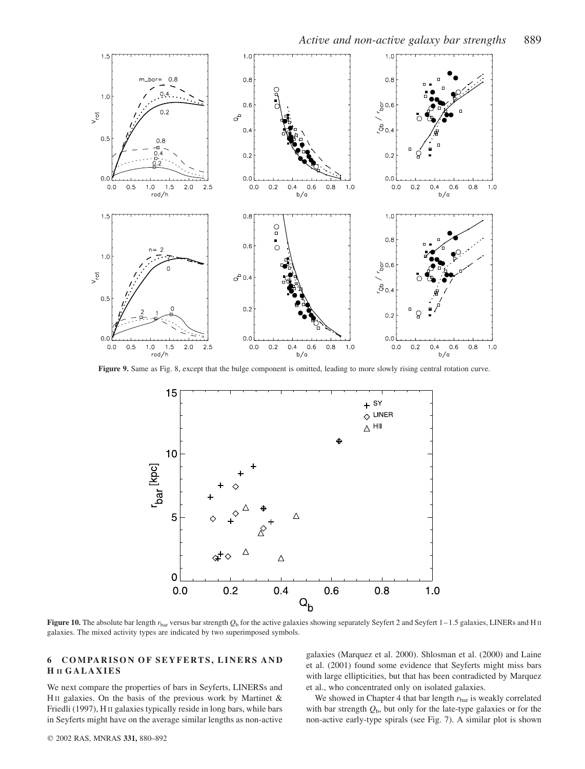**Figure 9.** Same as Fig. 8, except that the bulge component is omitted, leading to more slowly rising central rotation curve.

**Figure 10.** The absolute bar length $r_{\rm bar}$ versus bar strength $Q_{\rm b}$ for the active galaxies showing separately Seyfert 2 and Seyfert 1–1.5 galaxies, LINERs and H II galaxies. The mixed activity types are indicated by two superimposed symbols.

## 6 COMPARISON OF SEYFERTS, LINERS AND H II GALAXIES

We next compare the properties of bars in Seyferts, LINERSs and H II galaxies. On the basis of the previous work by Martinet & Friedli (1997), H II galaxies typically reside in long bars, while bars in Seyferts might have on the average similar lengths as non-active galaxies (Marquez et al. 2000). Shlosman et al. (2000) and Laine et al. (2001) found some evidence that Seyferts might miss bars with large ellipticities, but that has been contradicted by Marquez et al., who concentrated only on isolated galaxies.

We showed in Chapter 4 that bar length $r_{\rm bar}$ is weakly correlated with bar strength $Q_{\rm b}$, but only for the late-type galaxies or for the non-active early-type spirals (see Fig. 7). A similar plot is shown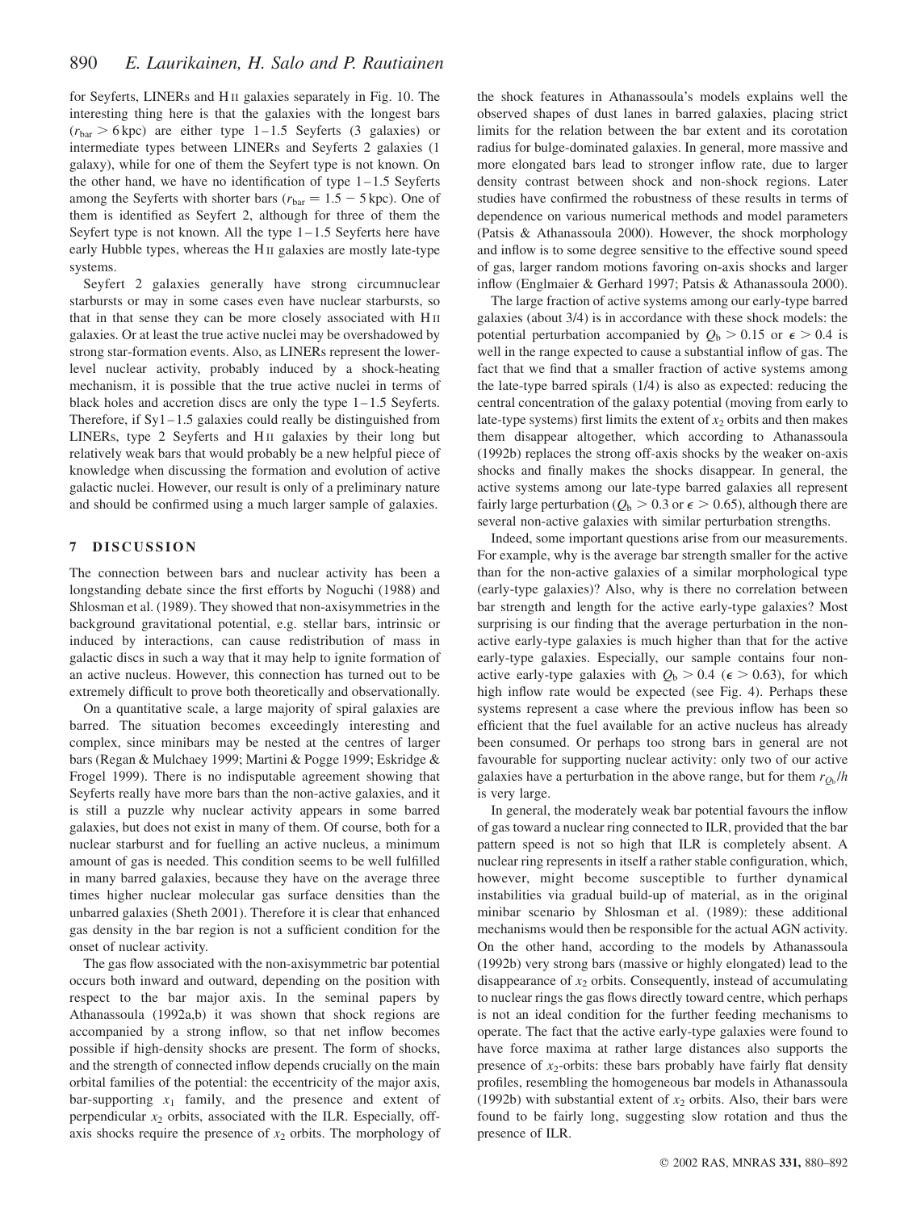for Seyferts, LINERs and H II galaxies separately in Fig. 10. The interesting thing here is that the galaxies with the longest bars ($r_{\rm bar} > 6$ kpc) are either type 1–1.5 Seyferts (3 galaxies) or intermediate types between LINERs and Seyferts 2 galaxies (1 galaxy), while for one of them the Seyfert type is not known. On the other hand, we have no identification of type 1–1.5 Seyferts among the Seyferts with shorter bars ($r_{\rm bar} = 1.5 - 5$ kpc). One of them is identified as Seyfert 2, although for three of them the Seyfert type is not known. All the type 1–1.5 Seyferts here have early Hubble types, whereas the H II galaxies are mostly late-type systems.

Seyfert 2 galaxies generally have strong circumnuclear starbursts or may in some cases even have nuclear starbursts, so that in that sense they can be more closely associated with H II galaxies. Or at least the true active nuclei may be overshadowed by strong star-formation events. Also, as LINERs represent the lower-level nuclear activity, probably induced by a shock-heating mechanism, it is possible that the true active nuclei in terms of black holes and accretion discs are only the type 1–1.5 Seyferts. Therefore, if Sy1–1.5 galaxies could really be distinguished from LINERs, type 2 Seyferts and H II galaxies by their long but relatively weak bars that would probably be a new helpful piece of knowledge when discussing the formation and evolution of active galactic nuclei. However, our result is only of a preliminary nature and should be confirmed using a much larger sample of galaxies.

## 7 DISCUSSION

The connection between bars and nuclear activity has been a longstanding debate since the first efforts by Noguchi (1988) and Shlosman et al. (1989). They showed that non-axisymmetries in the background gravitational potential, e.g. stellar bars, intrinsic or induced by interactions, can cause redistribution of mass in galactic discs in such a way that it may help to ignite formation of an active nucleus. However, this connection has turned out to be extremely difficult to prove both theoretically and observationally.

On a quantitative scale, a large majority of spiral galaxies are barred. The situation becomes exceedingly interesting and complex, since minibars may be nested at the centres of larger bars (Regan & Mulchaey 1999; Martini & Pogge 1999; Eskridge & Frogel 1999). There is no indisputable agreement showing that Seyferts really have more bars than the non-active galaxies, and it is still a puzzle why nuclear activity appears in some barred galaxies, but does not exist in many of them. Of course, both for a nuclear starburst and for fuelling an active nucleus, a minimum amount of gas is needed. This condition seems to be well fulfilled in many barred galaxies, because they have on the average three times higher nuclear molecular gas surface densities than the unbarred galaxies (Sheth 2001). Therefore it is clear that enhanced gas density in the bar region is not a sufficient condition for the onset of nuclear activity.

The gas flow associated with the non-axisymmetric bar potential occurs both inward and outward, depending on the position with respect to the bar major axis. In the seminal papers by Athanassoula (1992a,b) it was shown that shock regions are accompanied by a strong inflow, so that net inflow becomes possible if high-density shocks are present. The form of shocks, and the strength of connected inflow depends crucially on the main orbital families of the potential: the eccentricity of the major axis, bar-supporting $x_1$ family, and the presence and extent of perpendicular $x_2$ orbits, associated with the ILR. Especially, off-axis shocks require the presence of $x_2$ orbits. The morphology of the shock features in Athanassoula's models explains well the observed shapes of dust lanes in barred galaxies, placing strict limits for the relation between the bar extent and its corotation radius for bulge-dominated galaxies. In general, more massive and more elongated bars lead to stronger inflow rate, due to larger density contrast between shock and non-shock regions. Later studies have confirmed the robustness of these results in terms of dependence on various numerical methods and model parameters (Patsis & Athanassoula 2000). However, the shock morphology and inflow is to some degree sensitive to the effective sound speed of gas, larger random motions favoring on-axis shocks and larger inflow (Englmaier & Gerhard 1997; Patsis & Athanassoula 2000).

The large fraction of active systems among our early-type barred galaxies (about 3/4) is in accordance with these shock models: the potential perturbation accompanied by $Q_{\rm b} > 0.15$ or $\epsilon > 0.4$ is well in the range expected to cause a substantial inflow of gas. The fact that we find that a smaller fraction of active systems among the late-type barred spirals (1/4) is also as expected: reducing the central concentration of the galaxy potential (moving from early to late-type systems) first limits the extent of $x_2$ orbits and then makes them disappear altogether, which according to Athanassoula (1992b) replaces the strong off-axis shocks by the weaker on-axis shocks and finally makes the shocks disappear. In general, the active systems among our late-type barred galaxies all represent fairly large perturbation ($Q_{\rm b} > 0.3$ or $\epsilon > 0.65$), although there are several non-active galaxies with similar perturbation strengths.

Indeed, some important questions arise from our measurements. For example, why is the average bar strength smaller for the active than for the non-active galaxies of a similar morphological type (early-type galaxies)? Also, why is there no correlation between bar strength and length for the active early-type galaxies? Most surprising is our finding that the average perturbation in the non-active early-type galaxies is much higher than that for the active early-type galaxies. Especially, our sample contains four non-active early-type galaxies with $Q_{\rm b} > 0.4$ ($\epsilon > 0.63$), for which high inflow rate would be expected (see Fig. 4). Perhaps these systems represent a case where the previous inflow has been so efficient that the fuel available for an active nucleus has already been consumed. Or perhaps too strong bars in general are not favourable for supporting nuclear activity: only two of our active galaxies have a perturbation in the above range, but for them $r_{Q_{\rm b}}/h$ is very large.

In general, the moderately weak bar potential favours the inflow of gas toward a nuclear ring connected to ILR, provided that the bar pattern speed is not so high that ILR is completely absent. A nuclear ring represents in itself a rather stable configuration, which, however, might become susceptible to further dynamical instabilities via gradual build-up of material, as in the original minibar scenario by Shlosman et al. (1989): these additional mechanisms would then be responsible for the actual AGN activity. On the other hand, according to the models by Athanassoula (1992b) very strong bars (massive or highly elongated) lead to the disappearance of $x_2$ orbits. Consequently, instead of accumulating to nuclear rings the gas flows directly toward centre, which perhaps is not an ideal condition for the further feeding mechanisms to operate. The fact that the active early-type galaxies were found to have force maxima at rather large distances also supports the presence of $x_2$-orbits: these bars probably have fairly flat density profiles, resembling the homogeneous bar models in Athanassoula (1992b) with substantial extent of $x_2$ orbits. Also, their bars were found to be fairly long, suggesting slow rotation and thus the presence of ILR.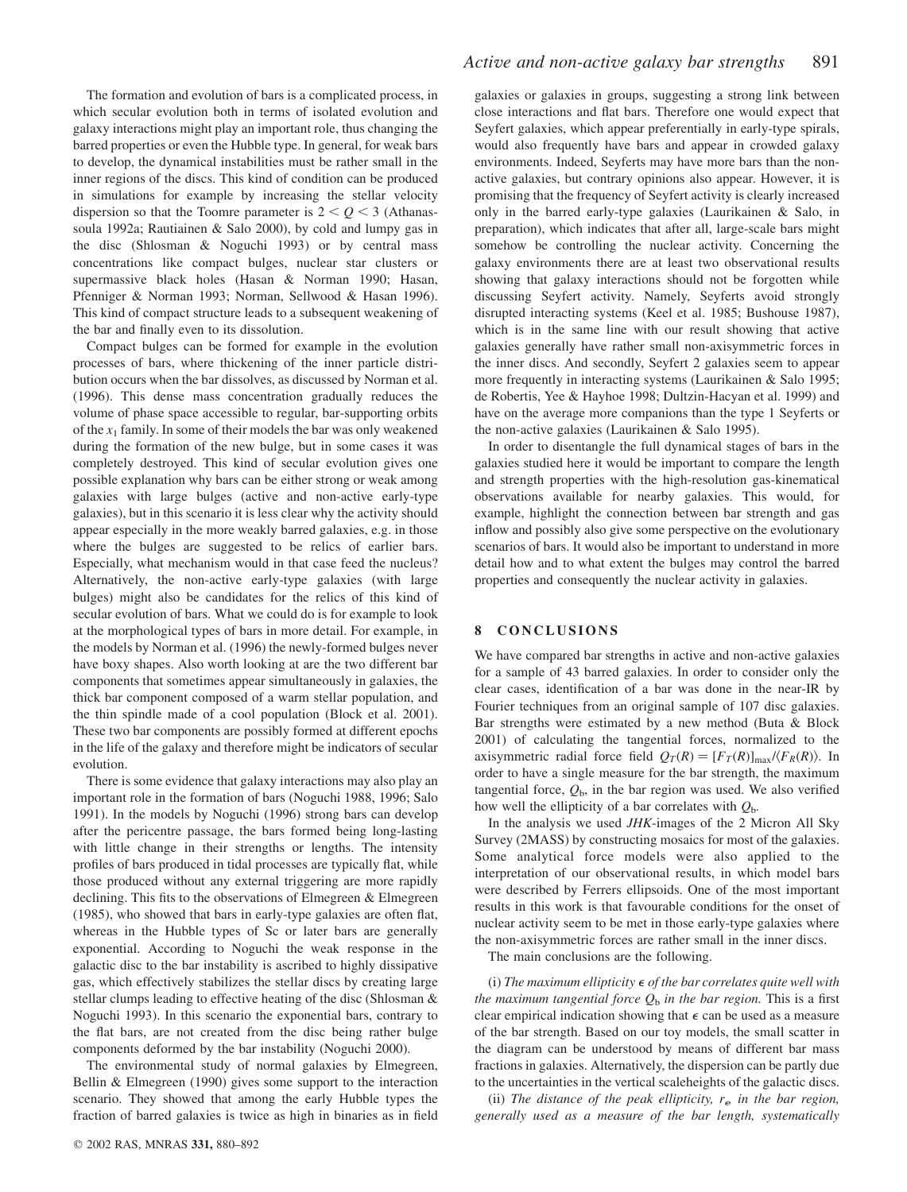The formation and evolution of bars is a complicated process, in which secular evolution both in terms of isolated evolution and galaxy interactions might play an important role, thus changing the barred properties or even the Hubble type. In general, for weak bars to develop, the dynamical instabilities must be rather small in the inner regions of the discs. This kind of condition can be produced in simulations for example by increasing the stellar velocity dispersion so that the Toomre parameter is $2 < Q < 3$ (Athanassoula 1992a; Rautiainen & Salo 2000), by cold and lumpy gas in the disc (Shlosman & Noguchi 1993) or by central mass concentrations like compact bulges, nuclear star clusters or supermassive black holes (Hasan & Norman 1990; Hasan, Pfenniger & Norman 1993; Norman, Sellwood & Hasan 1996). This kind of compact structure leads to a subsequent weakening of the bar and finally even to its dissolution.

Compact bulges can be formed for example in the evolution processes of bars, where thickening of the inner particle distribution occurs when the bar dissolves, as discussed by Norman et al. (1996). This dense mass concentration gradually reduces the volume of phase space accessible to regular, bar-supporting orbits of the $x_1$ family. In some of their models the bar was only weakened during the formation of the new bulge, but in some cases it was completely destroyed. This kind of secular evolution gives one possible explanation why bars can be either strong or weak among galaxies with large bulges (active and non-active early-type galaxies), but in this scenario it is less clear why the activity should appear especially in the more weakly barred galaxies, e.g. in those where the bulges are suggested to be relics of earlier bars. Especially, what mechanism would in that case feed the nucleus? Alternatively, the non-active early-type galaxies (with large bulges) might also be candidates for the relics of this kind of secular evolution of bars. What we could do is for example to look at the morphological types of bars in more detail. For example, in the models by Norman et al. (1996) the newly-formed bulges never have boxy shapes. Also worth looking at are the two different bar components that sometimes appear simultaneously in galaxies, the thick bar component composed of a warm stellar population, and the thin spindle made of a cool population (Block et al. 2001). These two bar components are possibly formed at different epochs in the life of the galaxy and therefore might be indicators of secular evolution.

There is some evidence that galaxy interactions may also play an important role in the formation of bars (Noguchi 1988, 1996; Salo 1991). In the models by Noguchi (1996) strong bars can develop after the pericentre passage, the bars formed being long-lasting with little change in their strengths or lengths. The intensity profiles of bars produced in tidal processes are typically flat, while those produced without any external triggering are more rapidly declining. This fits to the observations of Elmegreen & Elmegreen (1985), who showed that bars in early-type galaxies are often flat, whereas in the Hubble types of Sc or later bars are generally exponential. According to Noguchi the weak response in the galactic disc to the bar instability is ascribed to highly dissipative gas, which effectively stabilizes the stellar discs by creating large stellar clumps leading to effective heating of the disc (Shlosman & Noguchi 1993). In this scenario the exponential bars, contrary to the flat bars, are not created from the disc being rather bulge components deformed by the bar instability (Noguchi 2000).

The environmental study of normal galaxies by Elmegreen, Bellin & Elmegreen (1990) gives some support to the interaction scenario. They showed that among the early Hubble types the fraction of barred galaxies is twice as high in binaries as in field galaxies or galaxies in groups, suggesting a strong link between close interactions and flat bars. Therefore one would expect that Seyfert galaxies, which appear preferentially in early-type spirals, would also frequently have bars and appear in crowded galaxy environments. Indeed, Seyferts may have more bars than the non-active galaxies, but contrary opinions also appear. However, it is promising that the frequency of Seyfert activity is clearly increased only in the barred early-type galaxies (Laurikainen & Salo, in preparation), which indicates that after all, large-scale bars might somehow be controlling the nuclear activity. Concerning the galaxy environments there are at least two observational results showing that galaxy interactions should not be forgotten while discussing Seyfert activity. Namely, Seyferts avoid strongly disrupted interacting systems (Keel et al. 1985; Bushouse 1987), which is in the same line with our result showing that active galaxies generally have rather small non-axisymmetric forces in the inner discs. And secondly, Seyfert 2 galaxies seem to appear more frequently in interacting systems (Laurikainen & Salo 1995; de Robertis, Yee & Hayhoe 1998; Dultzin-Hacyan et al. 1999) and have on the average more companions than the type 1 Seyferts or the non-active galaxies (Laurikainen & Salo 1995).

In order to disentangle the full dynamical stages of bars in the galaxies studied here it would be important to compare the length and strength properties with the high-resolution gas-kinematical observations available for nearby galaxies. This would, for example, highlight the connection between bar strength and gas inflow and possibly also give some perspective on the evolutionary scenarios of bars. It would also be important to understand in more detail how and to what extent the bulges may control the barred properties and consequently the nuclear activity in galaxies.

## 8 CONCLUSIONS

We have compared bar strengths in active and non-active galaxies for a sample of 43 barred galaxies. In order to consider only the clear cases, identification of a bar was done in the near-IR by Fourier techniques from an original sample of 107 disc galaxies. Bar strengths were estimated by a new method (Buta & Block 2001) of calculating the tangential forces, normalized to the axisymmetric radial force field $Q_T(R) = [F_T(R)]_{\max}/\langle F_R(R)\rangle$. In order to have a single measure for the bar strength, the maximum tangential force, $Q_b$, in the bar region was used. We also verified how well the ellipticity of a bar correlates with $Q_b$.

In the analysis we used *JHK*-images of the 2 Micron All Sky Survey (2MASS) by constructing mosaics for most of the galaxies. Some analytical force models were also applied to the interpretation of our observational results, in which model bars were described by Ferrers ellipsoids. One of the most important results in this work is that favourable conditions for the onset of nuclear activity seem to be met in those early-type galaxies where the non-axisymmetric forces are rather small in the inner discs.

The main conclusions are the following.

(i) *The maximum ellipticity $\epsilon$ of the bar correlates quite well with the maximum tangential force $Q_b$ in the bar region.* This is a first clear empirical indication showing that $\epsilon$ can be used as a measure of the bar strength. Based on our toy models, the small scatter in the diagram can be understood by means of different bar mass fractions in galaxies. Alternatively, the dispersion can be partly due to the uncertainties in the vertical scaleheights of the galactic discs.

(ii) *The distance of the peak ellipticity, $r_\epsilon$ in the bar region, generally used as a measure of the bar length, systematically*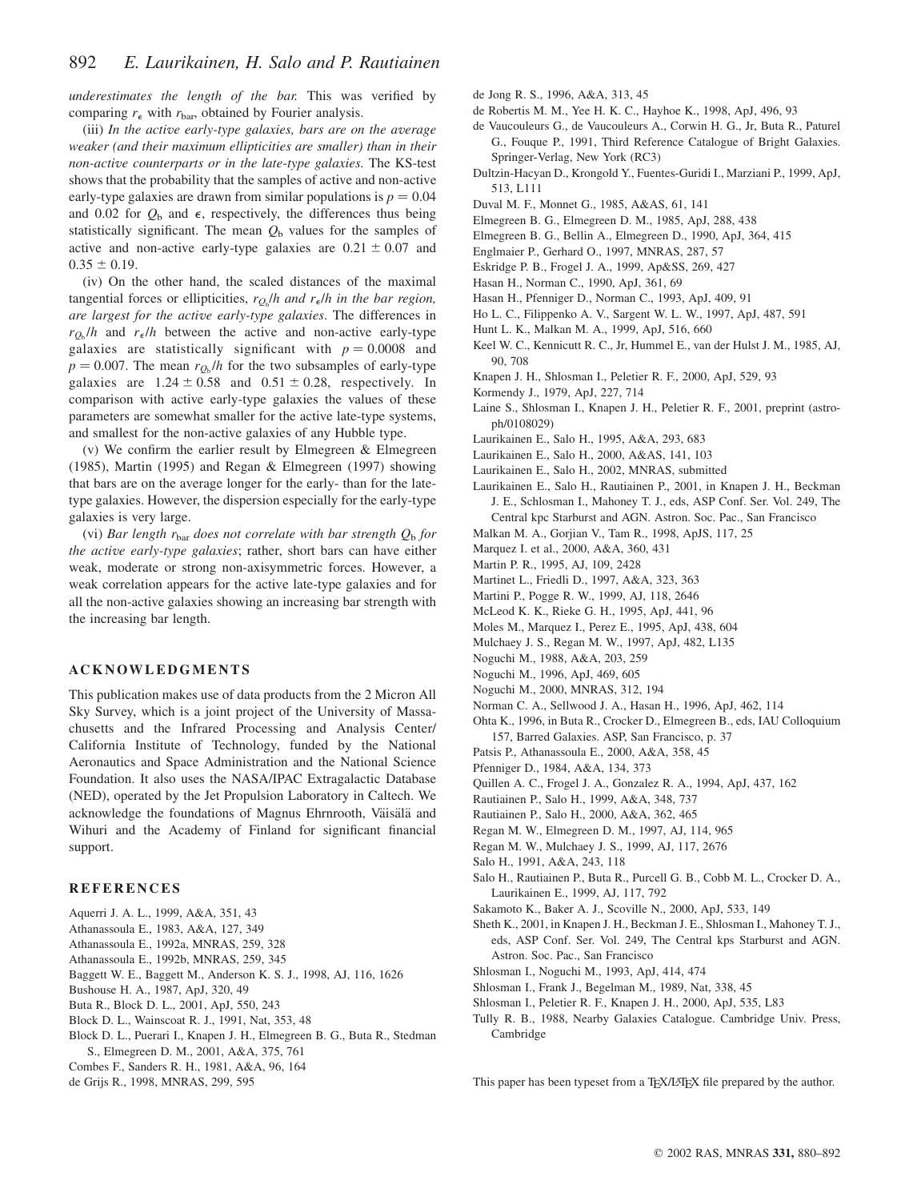*underestimates the length of the bar.* This was verified by comparing $r_\epsilon$ with $r_{bar}$, obtained by Fourier analysis.

(iii) *In the active early-type galaxies, bars are on the average weaker (and their maximum ellipticities are smaller) than in their non-active counterparts or in the late-type galaxies.* The KS-test shows that the probability that the samples of active and non-active early-type galaxies are drawn from similar populations is $p = 0.04$ and 0.02 for $Q_b$ and $\epsilon$, respectively, the differences thus being statistically significant. The mean $Q_b$ values for the samples of active and non-active early-type galaxies are $0.21 \pm 0.07$ and $0.35 \pm 0.19$.

(iv) On the other hand, the scaled distances of the maximal tangential forces or ellipticities, *$r_{Q_b}/h$ and $r_\epsilon/h$ in the bar region, are largest for the active early-type galaxies*. The differences in $r_{Q_b}/h$ and $r_\epsilon/h$ between the active and non-active early-type galaxies are statistically significant with $p = 0.0008$ and $p = 0.007$. The mean $r_{Q_b}/h$ for the two subsamples of early-type galaxies are $1.24 \pm 0.58$ and $0.51 \pm 0.28$, respectively. In comparison with active early-type galaxies the values of these parameters are somewhat smaller for the active late-type systems, and smallest for the non-active galaxies of any Hubble type.

(v) We confirm the earlier result by Elmegreen & Elmegreen (1985), Martin (1995) and Regan & Elmegreen (1997) showing that bars are on the average longer for the early- than for the late-type galaxies. However, the dispersion especially for the early-type galaxies is very large.

(vi) *Bar length $r_{bar}$ does not correlate with bar strength $Q_b$ for the active early-type galaxies*; rather, short bars can have either weak, moderate or strong non-axisymmetric forces. However, a weak correlation appears for the active late-type galaxies and for all the non-active galaxies showing an increasing bar strength with the increasing bar length.

## ACKNOWLEDGMENTS

This publication makes use of data products from the 2 Micron All Sky Survey, which is a joint project of the University of Massachusetts and the Infrared Processing and Analysis Center/California Institute of Technology, funded by the National Aeronautics and Space Administration and the National Science Foundation. It also uses the NASA/IPAC Extragalactic Database (NED), operated by the Jet Propulsion Laboratory in Caltech. We acknowledge the foundations of Magnus Ehrnrooth, Väisälä and Wihuri and the Academy of Finland for significant financial support.

## REFERENCES

Aquerri J. A. L., 1999, A&A, 351, 43
Athanassoula E., 1983, A&A, 127, 349
Athanassoula E., 1992a, MNRAS, 259, 328
Athanassoula E., 1992b, MNRAS, 259, 345
Baggett W. E., Baggett M., Anderson K. S. J., 1998, AJ, 116, 1626
Bushouse H. A., 1987, ApJ, 320, 49
Buta R., Block D. L., 2001, ApJ, 550, 243
Block D. L., Wainscoat R. J., 1991, Nat, 353, 48
Block D. L., Puerari I., Knapen J. H., Elmegreen B. G., Buta R., Stedman S., Elmegreen D. M., 2001, A&A, 375, 761
Combes F., Sanders R. H., 1981, A&A, 96, 164
de Grijs R., 1998, MNRAS, 299, 595
de Jong R. S., 1996, A&A, 313, 45
de Robertis M. M., Yee H. K. C., Hayhoe K., 1998, ApJ, 496, 93
de Vaucouleurs G., de Vaucouleurs A., Corwin H. G., Jr, Buta R., Paturel G., Fouque P., 1991, Third Reference Catalogue of Bright Galaxies. Springer-Verlag, New York (RC3)
Dultzin-Hacyan D., Krongold Y., Fuentes-Guridi I., Marziani P., 1999, ApJ, 513, L111
Duval M. F., Monnet G., 1985, A&AS, 61, 141
Elmegreen B. G., Elmegreen D. M., 1985, ApJ, 288, 438
Elmegreen B. G., Bellin A., Elmegreen D., 1990, ApJ, 364, 415
Englmaier P., Gerhard O., 1997, MNRAS, 287, 57
Eskridge P. B., Frogel J. A., 1999, Ap&SS, 269, 427
Hasan H., Norman C., 1990, ApJ, 361, 69
Hasan H., Pfenniger D., Norman C., 1993, ApJ, 409, 91
Ho L. C., Filippenko A. V., Sargent W. L. W., 1997, ApJ, 487, 591
Hunt L. K., Malkan M. A., 1999, ApJ, 516, 660
Keel W. C., Kennicutt R. C., Jr, Hummel E., van der Hulst J. M., 1985, AJ, 90, 708
Knapen J. H., Shlosman I., Peletier R. F., 2000, ApJ, 529, 93
Kormendy J., 1979, ApJ, 227, 714
Laine S., Shlosman I., Knapen J. H., Peletier R. F., 2001, preprint (astro-ph/0108029)
Laurikainen E., Salo H., 1995, A&A, 293, 683
Laurikainen E., Salo H., 2000, A&AS, 141, 103
Laurikainen E., Salo H., 2002, MNRAS, submitted
Laurikainen E., Salo H., Rautiainen P., 2001, in Knapen J. H., Beckman J. E., Schlosman I., Mahoney T. J., eds, ASP Conf. Ser. Vol. 249, The Central kpc Starburst and AGN. Astron. Soc. Pac., San Francisco
Malkan M. A., Gorjian V., Tam R., 1998, ApJS, 117, 25
Marquez I. et al., 2000, A&A, 360, 431
Martin P. R., 1995, AJ, 109, 2428
Martinet L., Friedli D., 1997, A&A, 323, 363
Martini P., Pogge R. W., 1999, AJ, 118, 2646
McLeod K. K., Rieke G. H., 1995, ApJ, 441, 96
Moles M., Marquez I., Perez E., 1995, ApJ, 438, 604
Mulchaey J. S., Regan M. W., 1997, ApJ, 482, L135
Noguchi M., 1988, A&A, 203, 259
Noguchi M., 1996, ApJ, 469, 605
Noguchi M., 2000, MNRAS, 312, 194
Norman C. A., Sellwood J. A., Hasan H., 1996, ApJ, 462, 114
Ohta K., 1996, in Buta R., Crocker D., Elmegreen B., eds, IAU Colloquium 157, Barred Galaxies. ASP, San Francisco, p. 37
Patsis P., Athanassoula E., 2000, A&A, 358, 45
Pfenniger D., 1984, A&A, 134, 373
Quillen A. C., Frogel J. A., Gonzalez R. A., 1994, ApJ, 437, 162
Rautiainen P., Salo H., 1999, A&A, 348, 737
Rautiainen P., Salo H., 2000, A&A, 362, 465
Regan M. W., Elmegreen D. M., 1997, AJ, 114, 965
Regan M. W., Mulchaey J. S., 1999, AJ, 117, 2676
Salo H., 1991, A&A, 243, 118
Salo H., Rautiainen P., Buta R., Purcell G. B., Cobb M. L., Crocker D. A., Laurikainen E., 1999, AJ, 117, 792
Sakamoto K., Baker A. J., Scoville N., 2000, ApJ, 533, 149
Sheth K., 2001, in Knapen J. H., Beckman J. E., Shlosman I., Mahoney T. J., eds, ASP Conf. Ser. Vol. 249, The Central kps Starburst and AGN. Astron. Soc. Pac., San Francisco
Shlosman I., Noguchi M., 1993, ApJ, 414, 474
Shlosman I., Frank J., Begelman M., 1989, Nat, 338, 45
Shlosman I., Peletier R. F., Knapen J. H., 2000, ApJ, 535, L83
Tully R. B., 1988, Nearby Galaxies Catalogue. Cambridge Univ. Press, Cambridge

This paper has been typeset from a TEX/LATEX file prepared by the author.